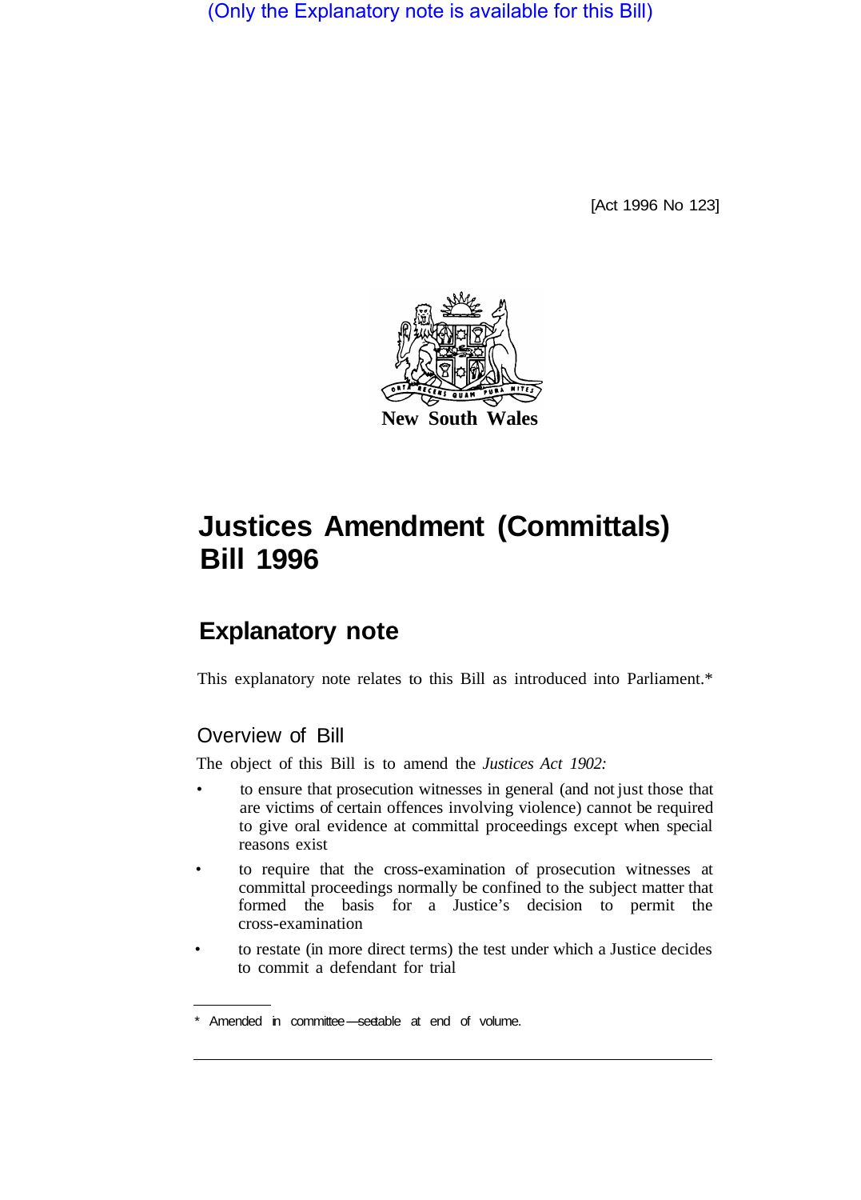(Only the Explanatory note is available for this Bill)

[Act 1996 No 123]

New South Wales

# Justices Amendment (Committals) Bill 1996

## Explanatory note

This explanatory note relates to this Bill as introduced into Parliament.*

### Overview of Bill

The object of this Bill is to amend the *Justices Act 1902:*

- to ensure that prosecution witnesses in general (and not just those that are victims of certain offences involving violence) cannot be required to give oral evidence at committal proceedings except when special reasons exist
- to require that the cross-examination of prosecution witnesses at committal proceedings normally be confined to the subject matter that formed the basis for a Justice's decision to permit the cross-examination
- to restate (in more direct terms) the test under which a Justice decides to commit a defendant for trial

* Amended in committee—see table at end of volume.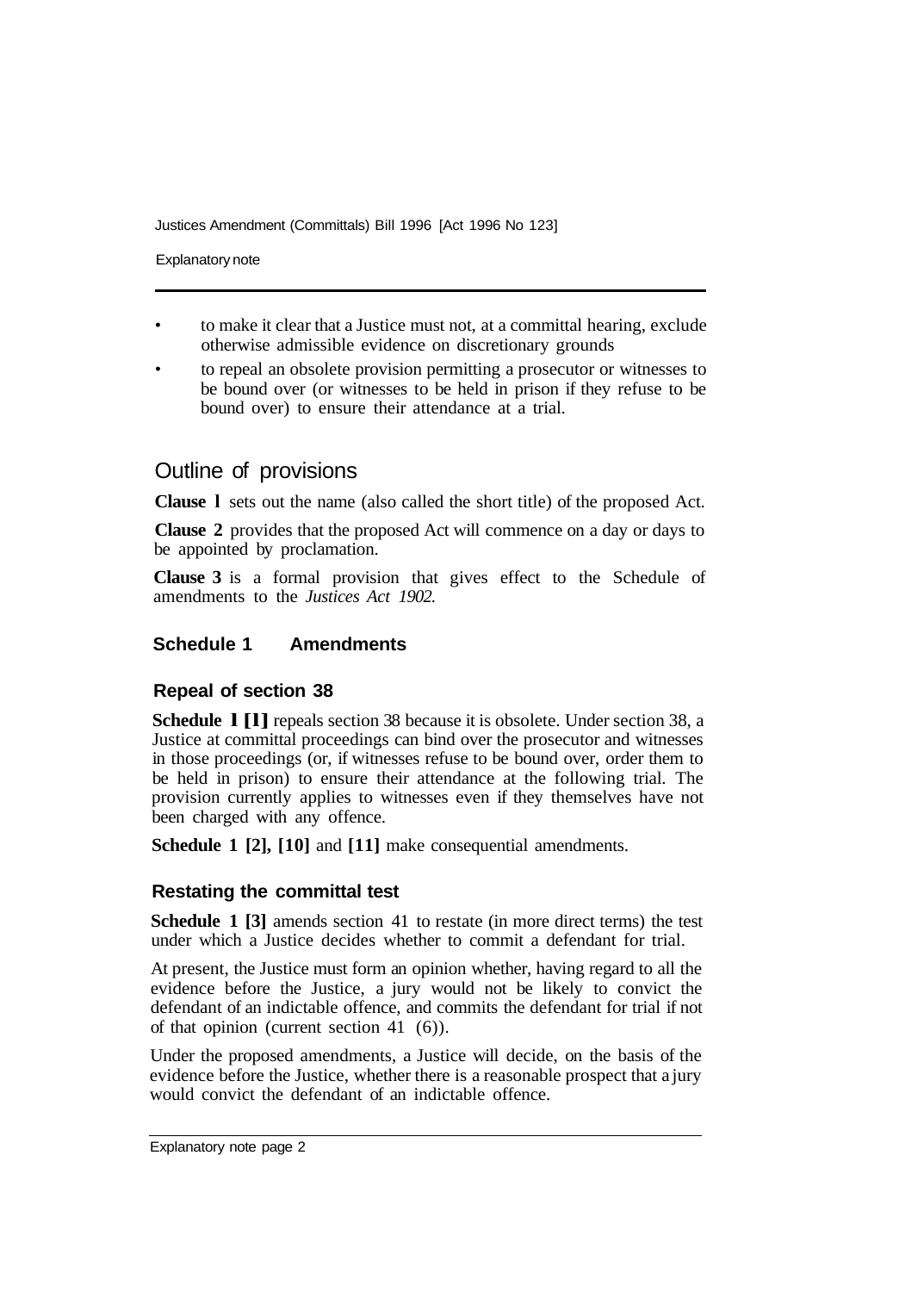- to make it clear that a Justice must not, at a committal hearing, exclude otherwise admissible evidence on discretionary grounds
- to repeal an obsolete provision permitting a prosecutor or witnesses to be bound over (or witnesses to be held in prison if they refuse to be bound over) to ensure their attendance at a trial.

## Outline of provisions

**Clause 1** sets out the name (also called the short title) of the proposed Act.

**Clause 2** provides that the proposed Act will commence on a day or days to be appointed by proclamation.

**Clause 3** is a formal provision that gives effect to the Schedule of amendments to the *Justices Act 1902.*

### Schedule 1 Amendments

#### Repeal of section 38

**Schedule 1 [1]** repeals section 38 because it is obsolete. Under section 38, a Justice at committal proceedings can bind over the prosecutor and witnesses in those proceedings (or, if witnesses refuse to be bound over, order them to be held in prison) to ensure their attendance at the following trial. The provision currently applies to witnesses even if they themselves have not been charged with any offence.

**Schedule 1 [2], [10]** and **[11]** make consequential amendments.

#### Restating the committal test

**Schedule 1 [3]** amends section 41 to restate (in more direct terms) the test under which a Justice decides whether to commit a defendant for trial.

At present, the Justice must form an opinion whether, having regard to all the evidence before the Justice, a jury would not be likely to convict the defendant of an indictable offence, and commits the defendant for trial if not of that opinion (current section 41 (6)).

Under the proposed amendments, a Justice will decide, on the basis of the evidence before the Justice, whether there is a reasonable prospect that a jury would convict the defendant of an indictable offence.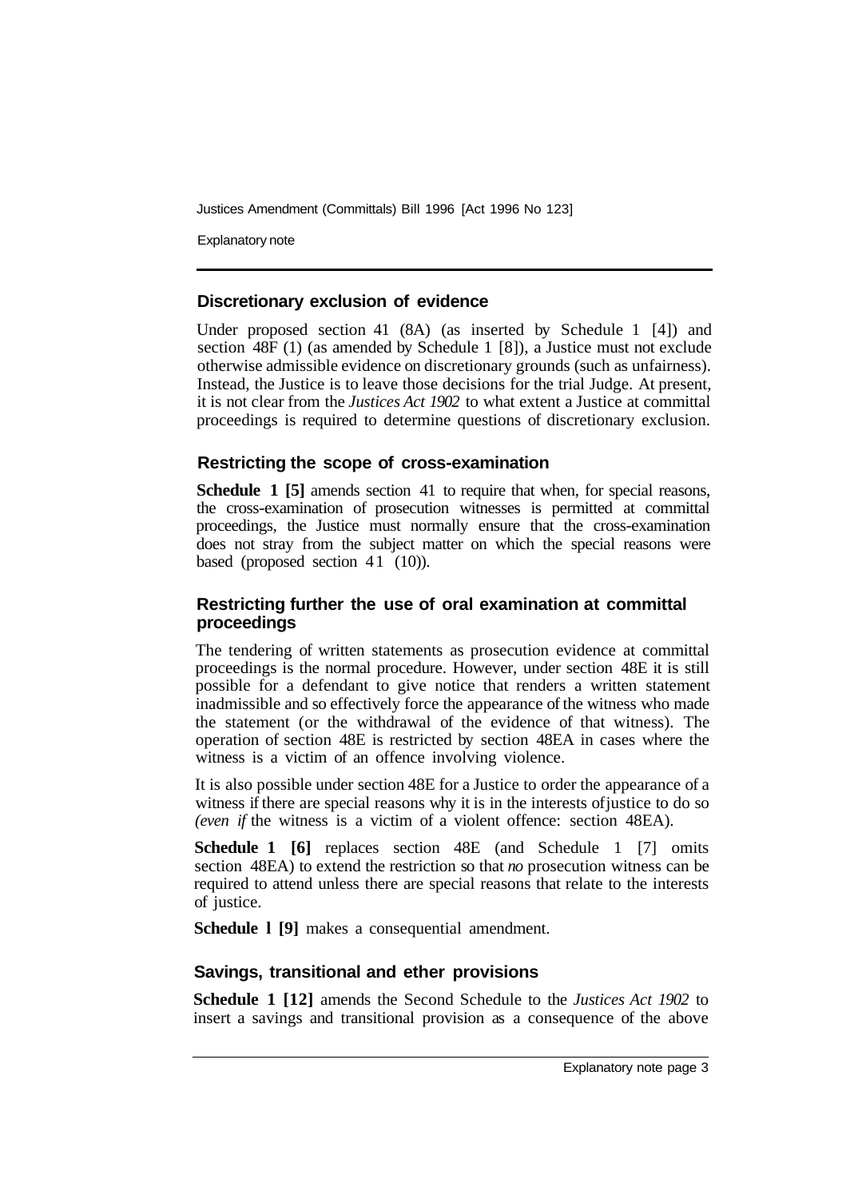### Discretionary exclusion of evidence

Under proposed section 41 (8A) (as inserted by Schedule 1 [4]) and section 48F (1) (as amended by Schedule 1 [8]), a Justice must not exclude otherwise admissible evidence on discretionary grounds (such as unfairness). Instead, the Justice is to leave those decisions for the trial Judge. At present, it is not clear from the *Justices Act 1902* to what extent a Justice at committal proceedings is required to determine questions of discretionary exclusion.

### Restricting the scope of cross-examination

**Schedule 1 [5]** amends section 41 to require that when, for special reasons, the cross-examination of prosecution witnesses is permitted at committal proceedings, the Justice must normally ensure that the cross-examination does not stray from the subject matter on which the special reasons were based (proposed section 41 (10)).

### Restricting further the use of oral examination at committal proceedings

The tendering of written statements as prosecution evidence at committal proceedings is the normal procedure. However, under section 48E it is still possible for a defendant to give notice that renders a written statement inadmissible and so effectively force the appearance of the witness who made the statement (or the withdrawal of the evidence of that witness). The operation of section 48E is restricted by section 48EA in cases where the witness is a victim of an offence involving violence.

It is also possible under section 48E for a Justice to order the appearance of a witness if there are special reasons why it is in the interests of justice to do so *(even if* the witness is a victim of a violent offence: section 48EA).

**Schedule 1 [6]** replaces section 48E (and Schedule 1 [7] omits section 48EA) to extend the restriction so that *no* prosecution witness can be required to attend unless there are special reasons that relate to the interests of justice.

**Schedule 1 [9]** makes a consequential amendment.

### Savings, transitional and ether provisions

**Schedule 1 [12]** amends the Second Schedule to the *Justices Act 1902* to insert a savings and transitional provision as a consequence of the above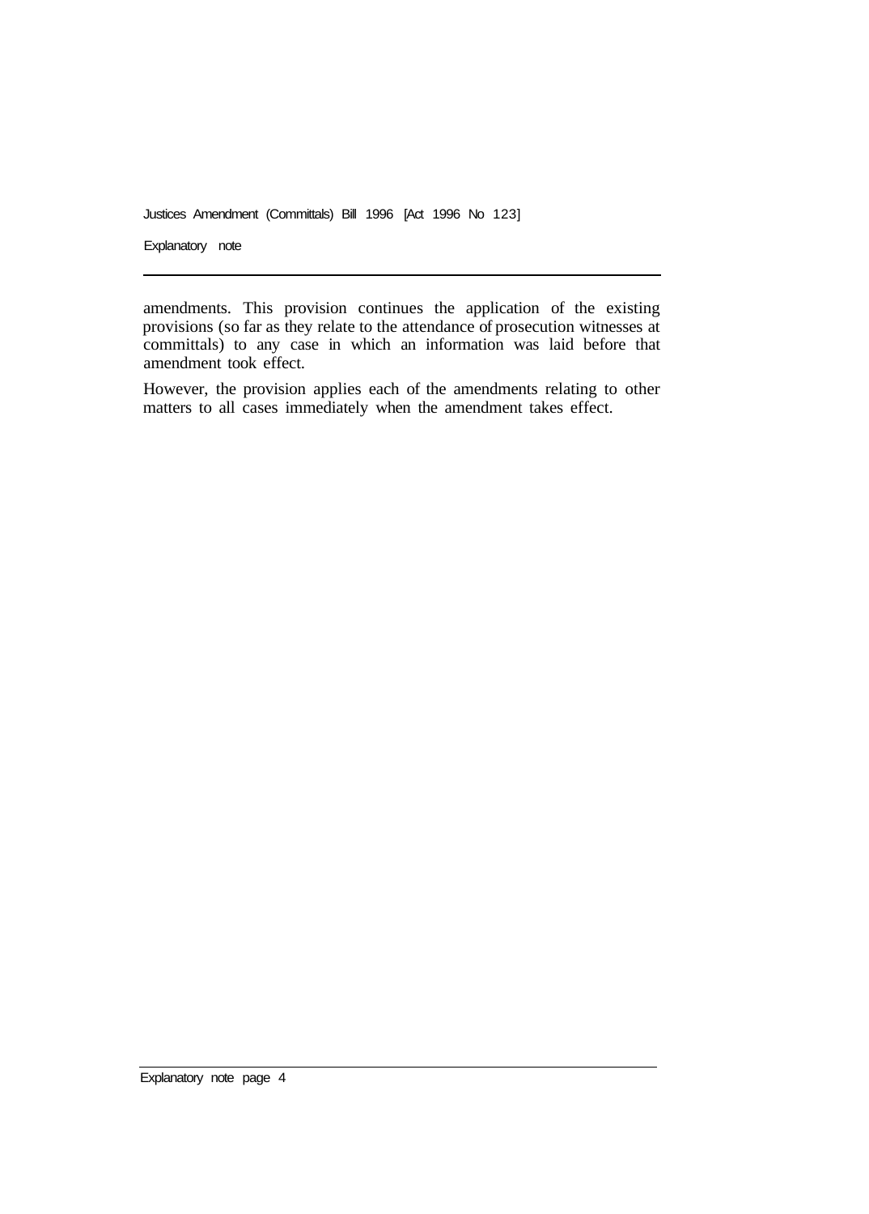amendments. This provision continues the application of the existing provisions (so far as they relate to the attendance of prosecution witnesses at committals) to any case in which an information was laid before that amendment took effect.

However, the provision applies each of the amendments relating to other matters to all cases immediately when the amendment takes effect.